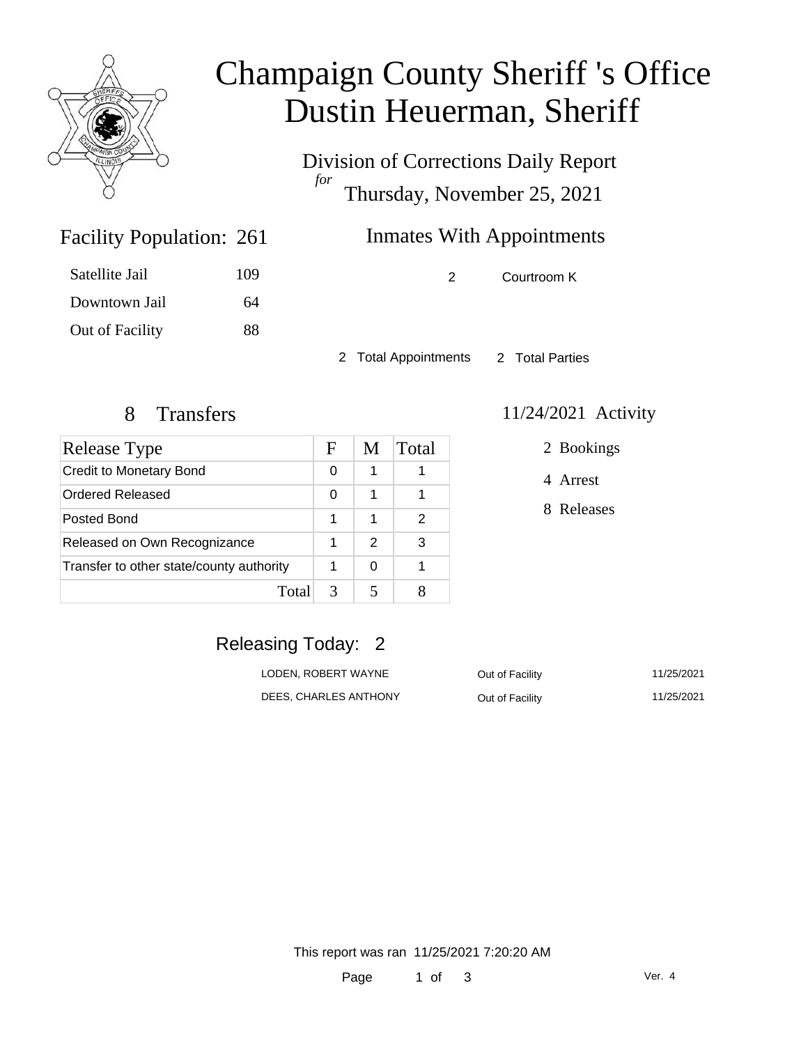# Champaign County Sheriff 's Office
# Dustin Heuerman, Sheriff

Division of Corrections Daily Report
*for*
Thursday, November 25, 2021

## Facility Population: 261

| | |
|---|---|
| Satellite Jail | 109 |
| Downtown Jail | 64 |
| Out of Facility | 88 |

## Inmates With Appointments

| | |
|---|---|
| 2 | Courtroom K |

2 Total Appointments   2 Total Parties

## 8 Transfers

| Release Type | F | M | Total |
|---|---|---|---|
| Credit to Monetary Bond | 0 | 1 | 1 |
| Ordered Released | 0 | 1 | 1 |
| Posted Bond | 1 | 1 | 2 |
| Released on Own Recognizance | 1 | 2 | 3 |
| Transfer to other state/county authority | 1 | 0 | 1 |
| Total | 3 | 5 | 8 |

## 11/24/2021 Activity

- 2 Bookings
- 4 Arrest
- 8 Releases

## Releasing Today: 2

| | | |
|---|---|---|
| LODEN, ROBERT WAYNE | Out of Facility | 11/25/2021 |
| DEES, CHARLES ANTHONY | Out of Facility | 11/25/2021 |

This report was ran 11/25/2021 7:20:20 AM

Ver. 4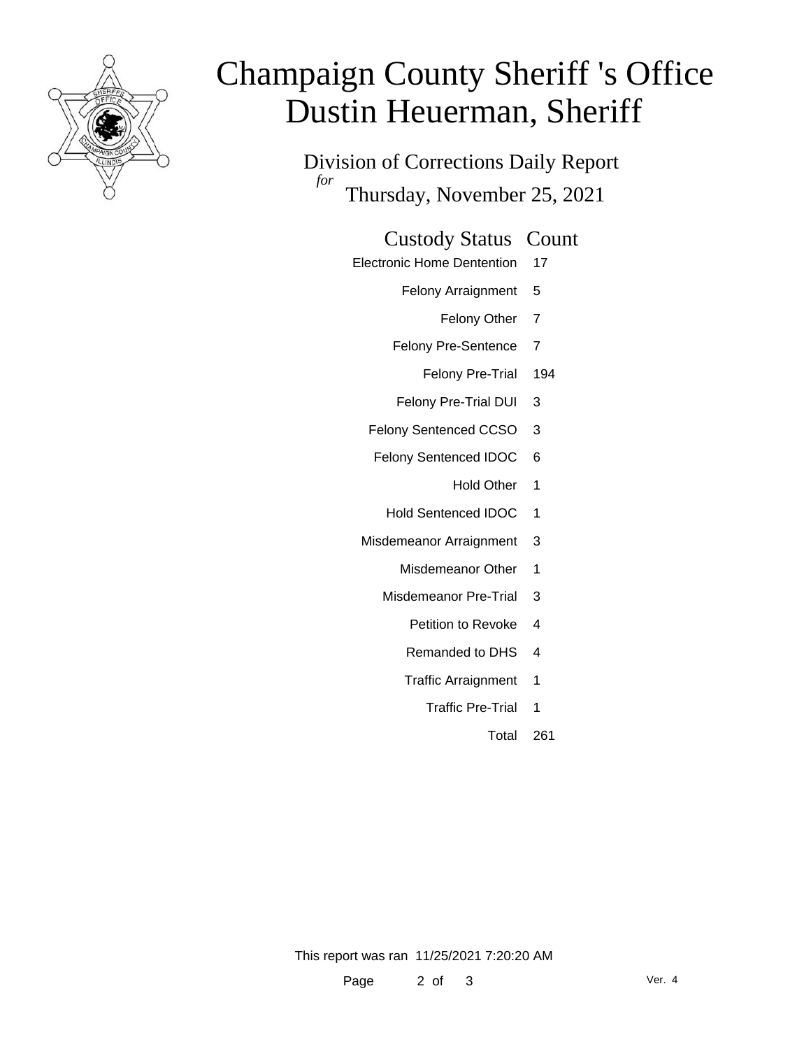# Champaign County Sheriff 's Office
# Dustin Heuerman, Sheriff

Division of Corrections Daily Report

*for*

Thursday, November 25, 2021

| Custody Status | Count |
|---|---|
| Electronic Home Dentention | 17 |
| Felony Arraignment | 5 |
| Felony Other | 7 |
| Felony Pre-Sentence | 7 |
| Felony Pre-Trial | 194 |
| Felony Pre-Trial DUI | 3 |
| Felony Sentenced CCSO | 3 |
| Felony Sentenced IDOC | 6 |
| Hold Other | 1 |
| Hold Sentenced IDOC | 1 |
| Misdemeanor Arraignment | 3 |
| Misdemeanor Other | 1 |
| Misdemeanor Pre-Trial | 3 |
| Petition to Revoke | 4 |
| Remanded to DHS | 4 |
| Traffic Arraignment | 1 |
| Traffic Pre-Trial | 1 |
| Total | 261 |

This report was ran 11/25/2021 7:20:20 AM

Ver. 4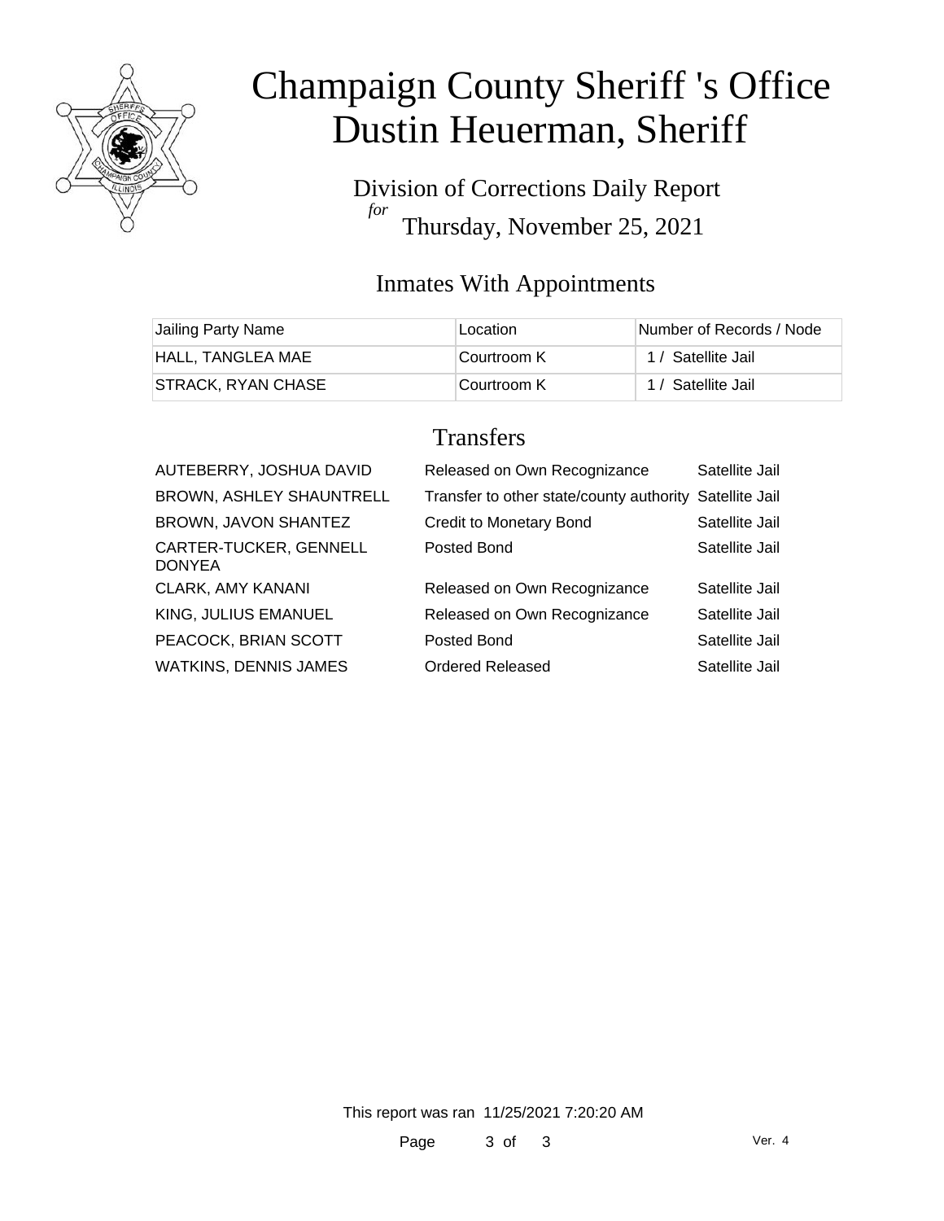# Champaign County Sheriff 's Office
# Dustin Heuerman, Sheriff

Division of Corrections Daily Report
*for*
Thursday, November 25, 2021

## Inmates With Appointments

| Jailing Party Name | Location | Number of Records / Node |
| --- | --- | --- |
| HALL, TANGLEA MAE | Courtroom K | 1 / Satellite Jail |
| STRACK, RYAN CHASE | Courtroom K | 1 / Satellite Jail |

## Transfers

| | | |
| --- | --- | --- |
| AUTEBERRY, JOSHUA DAVID | Released on Own Recognizance | Satellite Jail |
| BROWN, ASHLEY SHAUNTRELL | Transfer to other state/county authority | Satellite Jail |
| BROWN, JAVON SHANTEZ | Credit to Monetary Bond | Satellite Jail |
| CARTER-TUCKER, GENNELL DONYEA | Posted Bond | Satellite Jail |
| CLARK, AMY KANANI | Released on Own Recognizance | Satellite Jail |
| KING, JULIUS EMANUEL | Released on Own Recognizance | Satellite Jail |
| PEACOCK, BRIAN SCOTT | Posted Bond | Satellite Jail |
| WATKINS, DENNIS JAMES | Ordered Released | Satellite Jail |

This report was ran 11/25/2021 7:20:20 AM